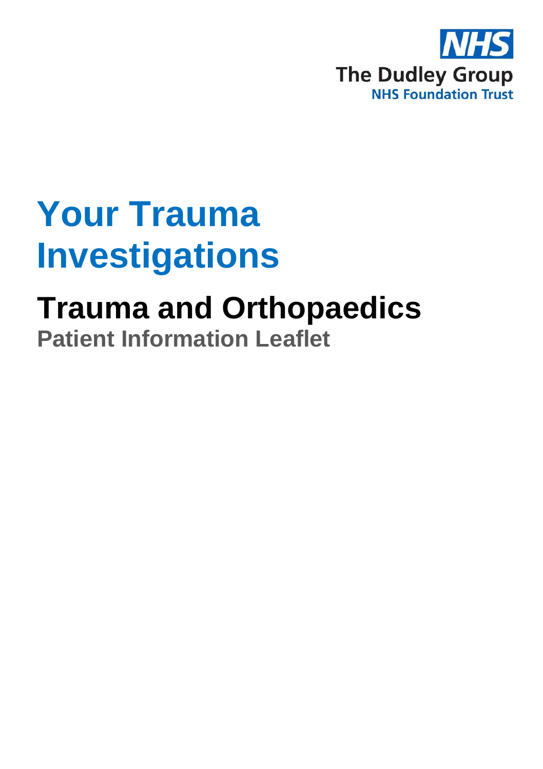NHS

The Dudley Group
NHS Foundation Trust

# Your Trauma Investigations

## Trauma and Orthopaedics

### Patient Information Leaflet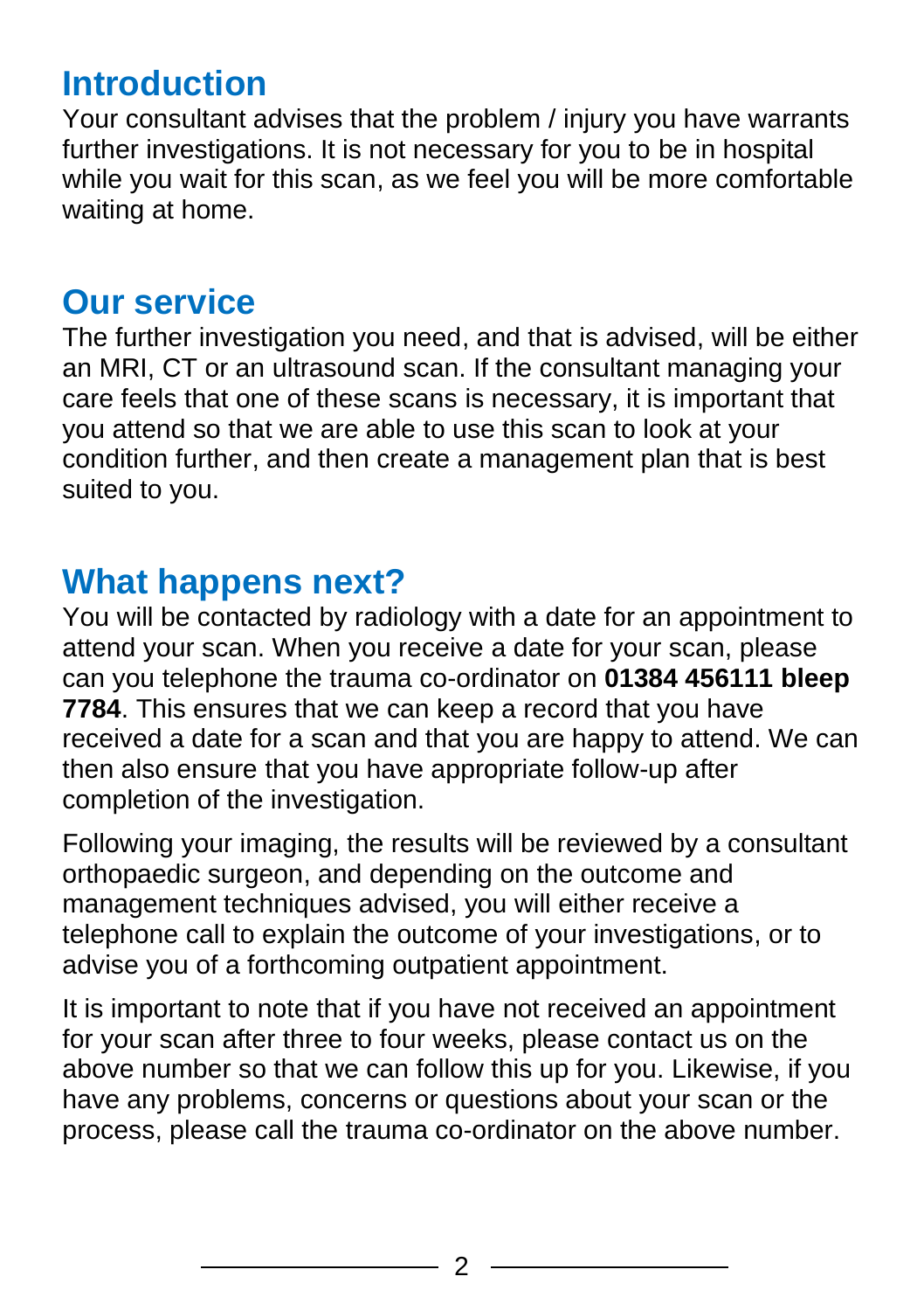## Introduction

Your consultant advises that the problem / injury you have warrants further investigations. It is not necessary for you to be in hospital while you wait for this scan, as we feel you will be more comfortable waiting at home.

## Our service

The further investigation you need, and that is advised, will be either an MRI, CT or an ultrasound scan. If the consultant managing your care feels that one of these scans is necessary, it is important that you attend so that we are able to use this scan to look at your condition further, and then create a management plan that is best suited to you.

## What happens next?

You will be contacted by radiology with a date for an appointment to attend your scan. When you receive a date for your scan, please can you telephone the trauma co-ordinator on **01384 456111 bleep 7784**. This ensures that we can keep a record that you have received a date for a scan and that you are happy to attend. We can then also ensure that you have appropriate follow-up after completion of the investigation.

Following your imaging, the results will be reviewed by a consultant orthopaedic surgeon, and depending on the outcome and management techniques advised, you will either receive a telephone call to explain the outcome of your investigations, or to advise you of a forthcoming outpatient appointment.

It is important to note that if you have not received an appointment for your scan after three to four weeks, please contact us on the above number so that we can follow this up for you. Likewise, if you have any problems, concerns or questions about your scan or the process, please call the trauma co-ordinator on the above number.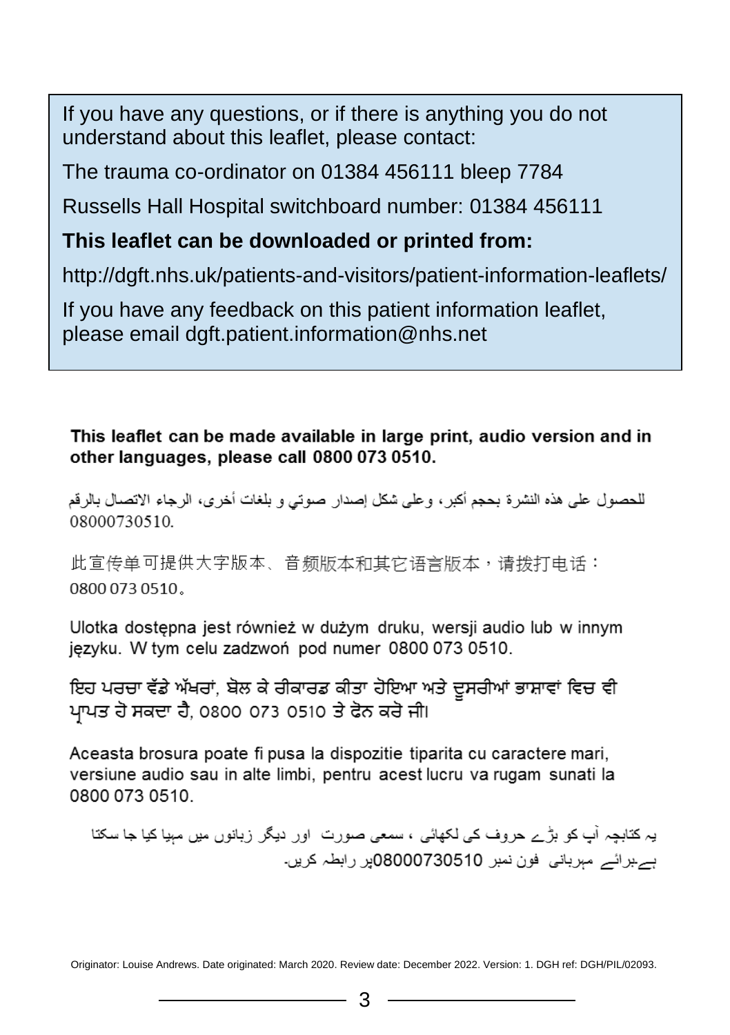If you have any questions, or if there is anything you do not understand about this leaflet, please contact:

The trauma co-ordinator on 01384 456111 bleep 7784

Russells Hall Hospital switchboard number: 01384 456111

**This leaflet can be downloaded or printed from:**

http://dgft.nhs.uk/patients-and-visitors/patient-information-leaflets/

If you have any feedback on this patient information leaflet, please email dgft.patient.information@nhs.net

**This leaflet can be made available in large print, audio version and in other languages, please call 0800 073 0510.**

للحصول على هذه النشرة بحجم أكبر، وعلى شكل إصدار صوتي و بلغات أخرى، الرجاء الاتصال بالرقم 08000730510.

此宣传单可提供大字版本、音频版本和其它语言版本，请拨打电话：0800 073 0510。

Ulotka dostępna jest również w dużym druku, wersji audio lub w innym języku. W tym celu zadzwoń pod numer 0800 073 0510.

ਇਹ ਪਰਚਾ ਵੱਡੇ ਅੱਖਰਾਂ, ਬੋਲ ਕੇ ਰੀਕਾਰਡ ਕੀਤਾ ਹੋਇਆ ਅਤੇ ਦੂਸਰੀਆਂ ਭਾਸ਼ਾਵਾਂ ਵਿਚ ਵੀ ਪ੍ਰਾਪਤ ਹੋ ਸਕਦਾ ਹੈ, 0800 073 0510 ਤੇ ਫੋਨ ਕਰੋ ਜੀ।

Aceasta brosura poate fi pusa la dispozitie tiparita cu caractere mari, versiune audio sau in alte limbi, pentru acest lucru va rugam sunati la 0800 073 0510.

یہ کتابچہ آپ کو بڑے حروف کی لکھائی ، سمعی صورت اور دیگر زبانوں میں مہیا کیا جا سکتا ہے۔برائے مہربانی فون نمبر 08000730510پر رابطہ کریں۔

Originator: Louise Andrews. Date originated: March 2020. Review date: December 2022. Version: 1. DGH ref: DGH/PIL/02093.